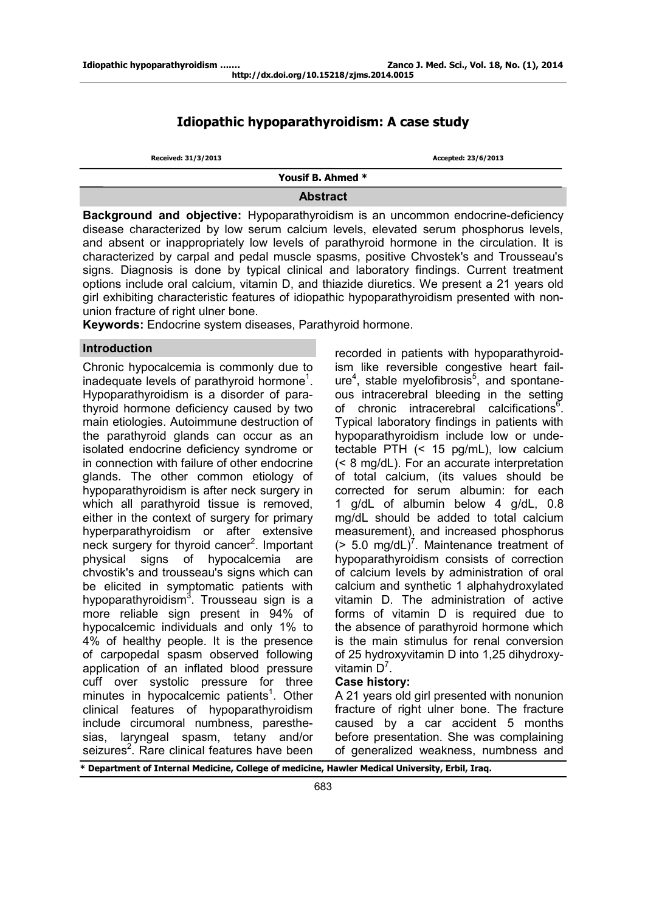# Idiopathic hypoparathyroidism: A case study

Received: 31/3/2013 Accepted: 23/6/2013

**Yousif B. Ahmed ***

## Abstract

**Background and objective:** Hypoparathyroidism is an uncommon endocrine-deficiency disease characterized by low serum calcium levels, elevated serum phosphorus levels, and absent or inappropriately low levels of parathyroid hormone in the circulation. It is characterized by carpal and pedal muscle spasms, positive Chvostek's and Trousseau's signs. Diagnosis is done by typical clinical and laboratory findings. Current treatment options include oral calcium, vitamin D, and thiazide diuretics. We present a 21 years old girl exhibiting characteristic features of idiopathic hypoparathyroidism presented with non-union fracture of right ulner bone.

**Keywords:** Endocrine system diseases, Parathyroid hormone.

## Introduction

Chronic hypocalcemia is commonly due to inadequate levels of parathyroid hormone[1]. Hypoparathyroidism is a disorder of parathyroid hormone deficiency caused by two main etiologies. Autoimmune destruction of the parathyroid glands can occur as an isolated endocrine deficiency syndrome or in connection with failure of other endocrine glands. The other common etiology of hypoparathyroidism is after neck surgery in which all parathyroid tissue is removed, either in the context of surgery for primary hyperparathyroidism or after extensive neck surgery for thyroid cancer[2]. Important physical signs of hypocalcemia are chvostik's and trousseau's signs which can be elicited in symptomatic patients with hypoparathyroidism[3]. Trousseau sign is a more reliable sign present in 94% of hypocalcemic individuals and only 1% to 4% of healthy people. It is the presence of carpopedal spasm observed following application of an inflated blood pressure cuff over systolic pressure for three minutes in hypocalcemic patients[1]. Other clinical features of hypoparathyroidism include circumoral numbness, paresthesias, laryngeal spasm, tetany and/or seizures[2]. Rare clinical features have been recorded in patients with hypoparathyroidism like reversible congestive heart failure[4], stable myelofibrosis[5], and spontaneous intracerebral bleeding in the setting of chronic intracerebral calcifications[6]. Typical laboratory findings in patients with hypoparathyroidism include low or undetectable PTH (< 15 pg/mL), low calcium (< 8 mg/dL). For an accurate interpretation of total calcium, (its values should be corrected for serum albumin: for each 1 g/dL of albumin below 4 g/dL, 0.8 mg/dL should be added to total calcium measurement), and increased phosphorus (> 5.0 mg/dL)[7]. Maintenance treatment of hypoparathyroidism consists of correction of calcium levels by administration of oral calcium and synthetic 1 alphahydroxylated vitamin D. The administration of active forms of vitamin D is required due to the absence of parathyroid hormone which is the main stimulus for renal conversion of 25 hydroxyvitamin D into 1,25 dihydroxyvitamin D[7].

**Case history:**

A 21 years old girl presented with nonunion fracture of right ulner bone. The fracture caused by a car accident 5 months before presentation. She was complaining of generalized weakness, numbness and

\* Department of Internal Medicine, College of medicine, Hawler Medical University, Erbil, Iraq.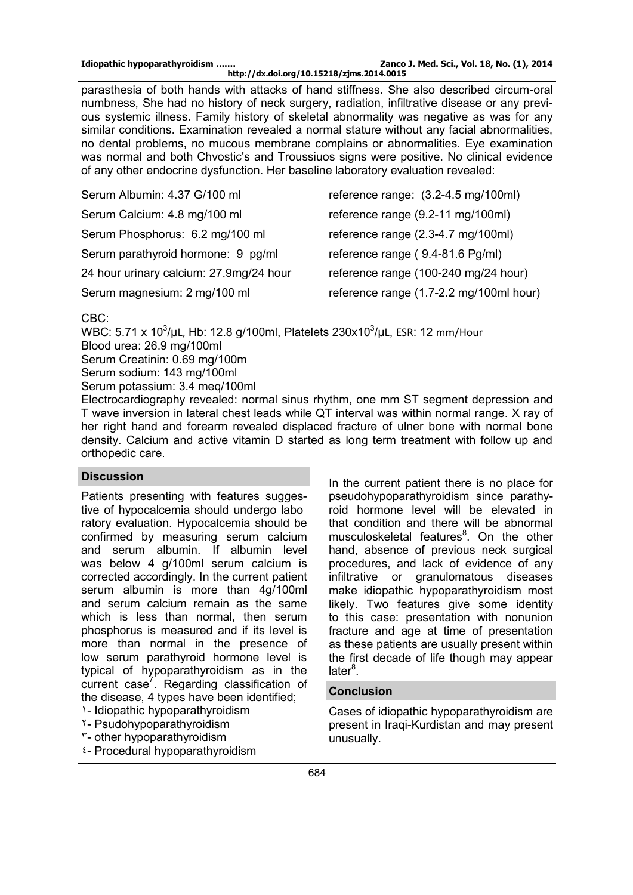parasthesia of both hands with attacks of hand stiffness. She also described circum-oral numbness, She had no history of neck surgery, radiation, infiltrative disease or any previous systemic illness. Family history of skeletal abnormality was negative as was for any similar conditions. Examination revealed a normal stature without any facial abnormalities, no dental problems, no mucous membrane complains or abnormalities. Eye examination was normal and both Chvostic's and Troussiuos signs were positive. No clinical evidence of any other endocrine dysfunction. Her baseline laboratory evaluation revealed:

| | |
|---|---|
| Serum Albumin: 4.37 G/100 ml | reference range: (3.2-4.5 mg/100ml) |
| Serum Calcium: 4.8 mg/100 ml | reference range (9.2-11 mg/100ml) |
| Serum Phosphorus: 6.2 mg/100 ml | reference range (2.3-4.7 mg/100ml) |
| Serum parathyroid hormone: 9 pg/ml | reference range ( 9.4-81.6 Pg/ml) |
| 24 hour urinary calcium: 27.9mg/24 hour | reference range (100-240 mg/24 hour) |
| Serum magnesium: 2 mg/100 ml | reference range (1.7-2.2 mg/100ml hour) |

CBC:

WBC: 5.71 x $10^3$/μL, Hb: 12.8 g/100ml, Platelets 230x$10^3$/μL, ESR: 12 mm/Hour

Blood urea: 26.9 mg/100ml

Serum Creatinin: 0.69 mg/100m

Serum sodium: 143 mg/100ml

Serum potassium: 3.4 meq/100ml

Electrocardiography revealed: normal sinus rhythm, one mm ST segment depression and T wave inversion in lateral chest leads while QT interval was within normal range. X ray of her right hand and forearm revealed displaced fracture of ulner bone with normal bone density. Calcium and active vitamin D started as long term treatment with follow up and orthopedic care.

## Discussion

Patients presenting with features suggestive of hypocalcemia should undergo laboratory evaluation. Hypocalcemia should be confirmed by measuring serum calcium and serum albumin. If albumin level was below 4 g/100ml serum calcium is corrected accordingly. In the current patient serum albumin is more than 4g/100ml and serum calcium remain as the same which is less than normal, then serum phosphorus is measured and if its level is more than normal in the presence of low serum parathyroid hormone level is typical of hypoparathyroidism as in the current case[7]. Regarding classification of the disease, 4 types have been identified;

١- Idiopathic hypoparathyroidism
٢- Psudohypoparathyroidism
٣- other hypoparathyroidism
٤- Procedural hypoparathyroidism

In the current patient there is no place for pseudohypoparathyroidism since parathyroid hormone level will be elevated in that condition and there will be abnormal musculoskeletal features[8]. On the other hand, absence of previous neck surgical procedures, and lack of evidence of any infiltrative or granulomatous diseases make idiopathic hypoparathyroidism most likely. Two features give some identity to this case: presentation with nonunion fracture and age at time of presentation as these patients are usually present within the first decade of life though may appear later[8].

## Conclusion

Cases of idiopathic hypoparathyroidism are present in Iraqi-Kurdistan and may present unusually.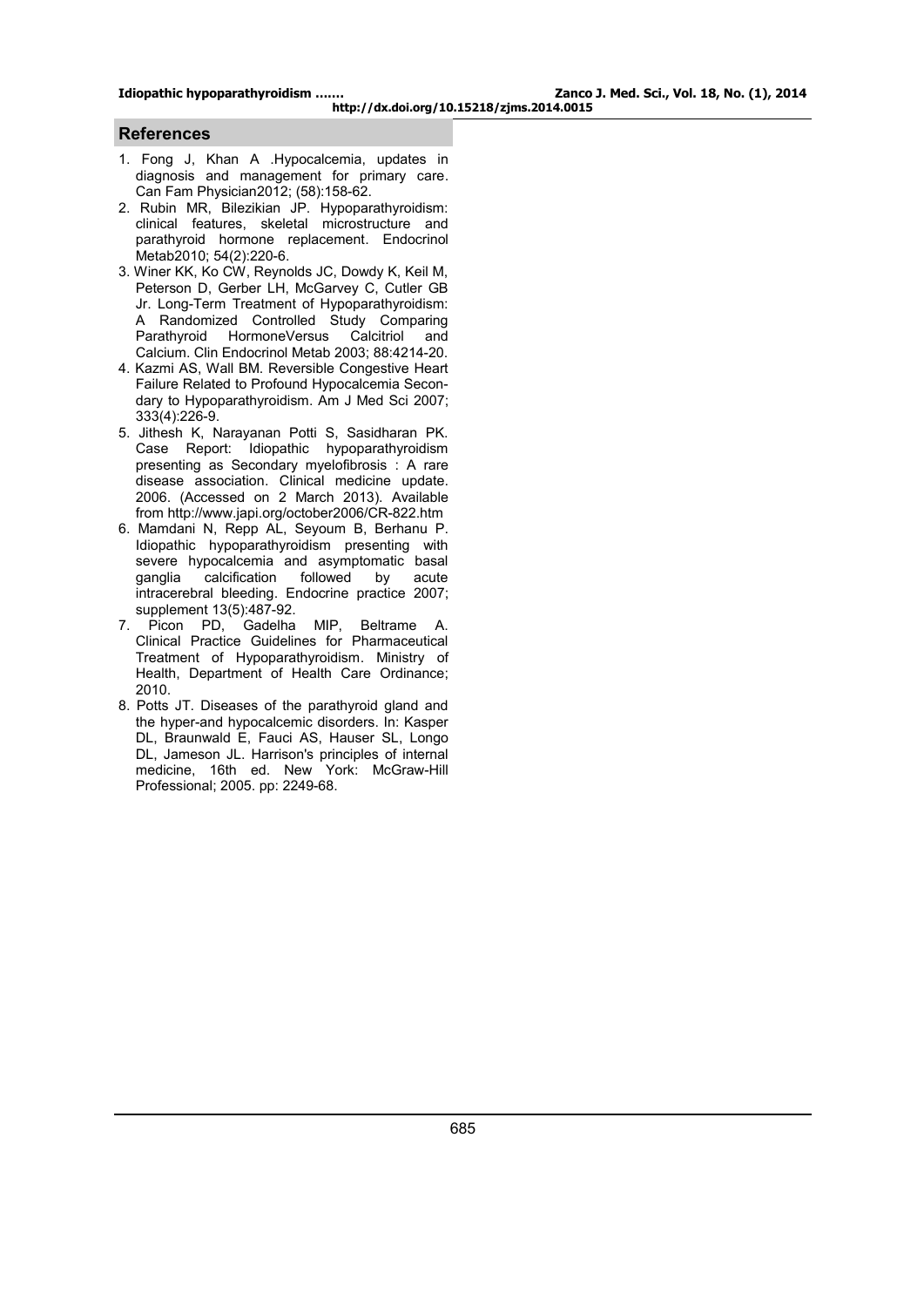## References

1. Fong J, Khan A .Hypocalcemia, updates in diagnosis and management for primary care. Can Fam Physician2012; (58):158-62.
2. Rubin MR, Bilezikian JP. Hypoparathyroidism: clinical features, skeletal microstructure and parathyroid hormone replacement. Endocrinol Metab2010; 54(2):220-6.
3. Winer KK, Ko CW, Reynolds JC, Dowdy K, Keil M, Peterson D, Gerber LH, McGarvey C, Cutler GB Jr. Long-Term Treatment of Hypoparathyroidism: A Randomized Controlled Study Comparing Parathyroid HormoneVersus Calcitriol and Calcium. Clin Endocrinol Metab 2003; 88:4214-20.
4. Kazmi AS, Wall BM. Reversible Congestive Heart Failure Related to Profound Hypocalcemia Secondary to Hypoparathyroidism. Am J Med Sci 2007; 333(4):226-9.
5. Jithesh K, Narayanan Potti S, Sasidharan PK. Case Report: Idiopathic hypoparathyroidism presenting as Secondary myelofibrosis : A rare disease association. Clinical medicine update. 2006. (Accessed on 2 March 2013). Available from http://www.japi.org/october2006/CR-822.htm
6. Mamdani N, Repp AL, Seyoum B, Berhanu P. Idiopathic hypoparathyroidism presenting with severe hypocalcemia and asymptomatic basal ganglia calcification followed by acute intracerebral bleeding. Endocrine practice 2007; supplement 13(5):487-92.
7. Picon PD, Gadelha MIP, Beltrame A. Clinical Practice Guidelines for Pharmaceutical Treatment of Hypoparathyroidism. Ministry of Health, Department of Health Care Ordinance; 2010.
8. Potts JT. Diseases of the parathyroid gland and the hyper-and hypocalcemic disorders. In: Kasper DL, Braunwald E, Fauci AS, Hauser SL, Longo DL, Jameson JL. Harrison's principles of internal medicine, 16th ed. New York: McGraw-Hill Professional; 2005. pp: 2249-68.